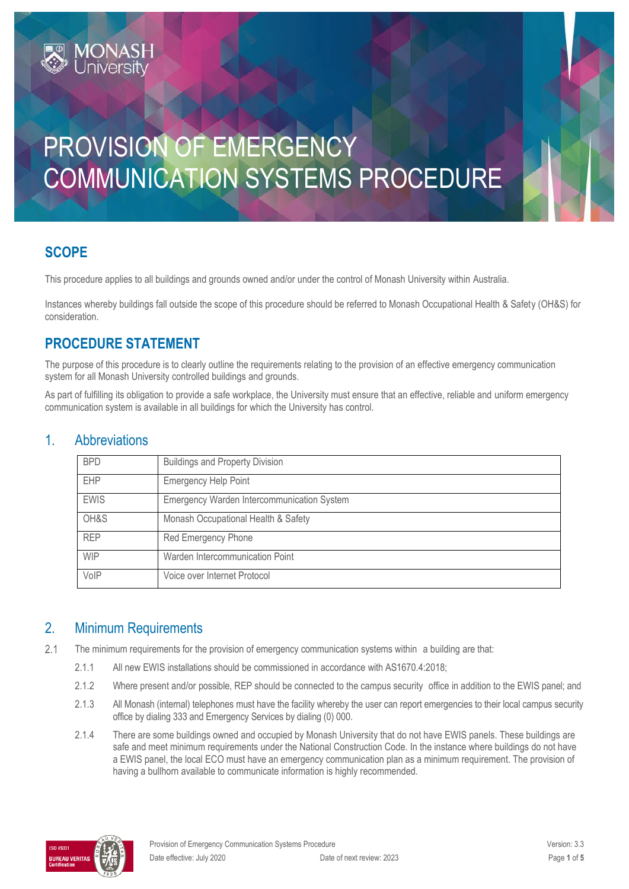# PROVISION OF EMERGENCY COMMUNICATION SYSTEMS PROCEDURE

## SCOPE

This procedure applies to all buildings and grounds owned and/or under the control of Monash University within Australia.

Instances whereby buildings fall outside the scope of this procedure should be referred to Monash Occupational Health & Safety (OH&S) for consideration.

## PROCEDURE STATEMENT

The purpose of this procedure is to clearly outline the requirements relating to the provision of an effective emergency communication system for all Monash University controlled buildings and grounds.

As part of fulfilling its obligation to provide a safe workplace, the University must ensure that an effective, reliable and uniform emergency communication system is available in all buildings for which the University has control.

## 1. Abbreviations

| | |
|---|---|
| BPD | Buildings and Property Division |
| EHP | Emergency Help Point |
| EWIS | Emergency Warden Intercommunication System |
| OH&S | Monash Occupational Health & Safety |
| REP | Red Emergency Phone |
| WIP | Warden Intercommunication Point |
| VoIP | Voice over Internet Protocol |

## 2. Minimum Requirements

2.1 The minimum requirements for the provision of emergency communication systems within a building are that:

2.1.1 All new EWIS installations should be commissioned in accordance with AS1670.4:2018;

2.1.2 Where present and/or possible, REP should be connected to the campus security office in addition to the EWIS panel; and

2.1.3 All Monash (internal) telephones must have the facility whereby the user can report emergencies to their local campus security office by dialing 333 and Emergency Services by dialing (0) 000.

2.1.4 There are some buildings owned and occupied by Monash University that do not have EWIS panels. These buildings are safe and meet minimum requirements under the National Construction Code. In the instance where buildings do not have a EWIS panel, the local ECO must have an emergency communication plan as a minimum requirement. The provision of having a bullhorn available to communicate information is highly recommended.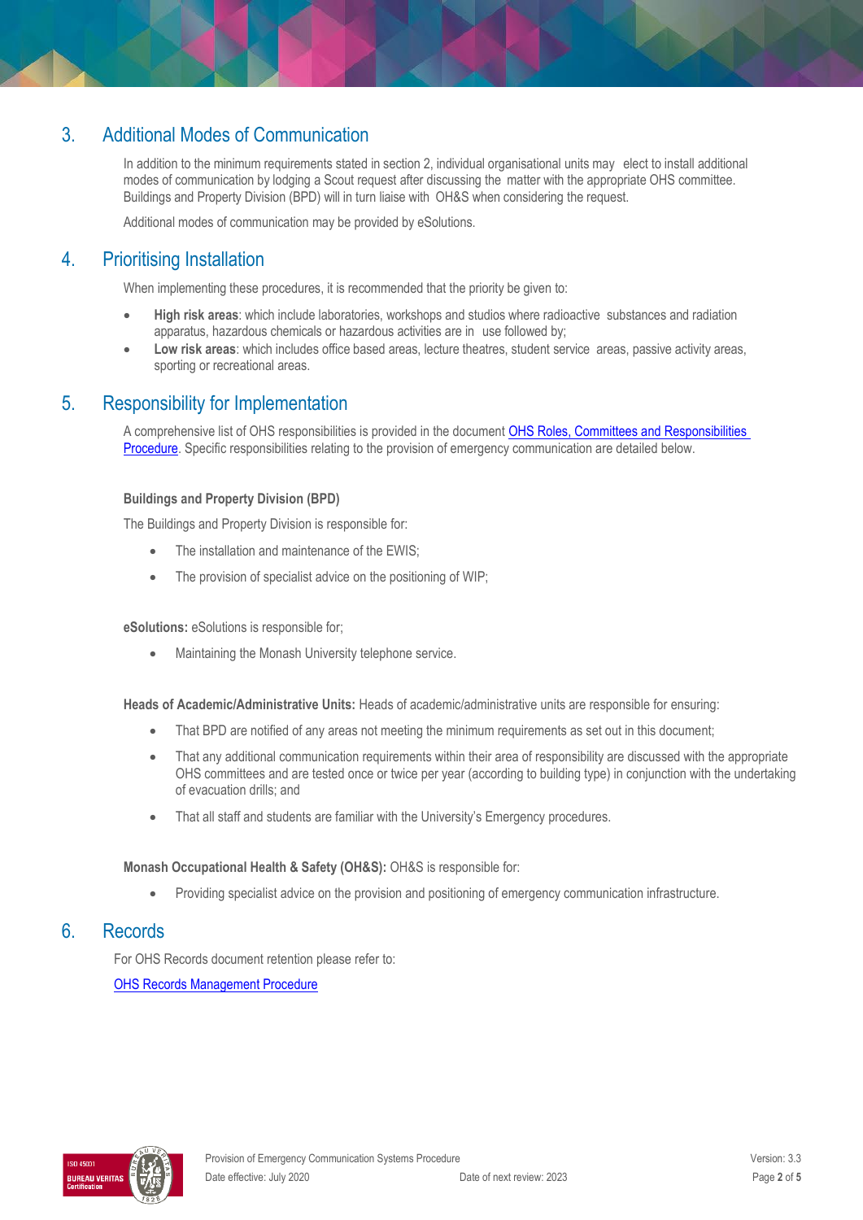## 3. Additional Modes of Communication

In addition to the minimum requirements stated in section 2, individual organisational units may elect to install additional modes of communication by lodging a Scout request after discussing the matter with the appropriate OHS committee. Buildings and Property Division (BPD) will in turn liaise with OH&S when considering the request.

Additional modes of communication may be provided by eSolutions.

## 4. Prioritising Installation

When implementing these procedures, it is recommended that the priority be given to:

- **High risk areas**: which include laboratories, workshops and studios where radioactive substances and radiation apparatus, hazardous chemicals or hazardous activities are in use followed by;
- **Low risk areas**: which includes office based areas, lecture theatres, student service areas, passive activity areas, sporting or recreational areas.

## 5. Responsibility for Implementation

A comprehensive list of OHS responsibilities is provided in the document OHS Roles, Committees and Responsibilities Procedure. Specific responsibilities relating to the provision of emergency communication are detailed below.

**Buildings and Property Division (BPD)**

The Buildings and Property Division is responsible for:

- The installation and maintenance of the EWIS;
- The provision of specialist advice on the positioning of WIP;

**eSolutions:** eSolutions is responsible for;

- Maintaining the Monash University telephone service.

**Heads of Academic/Administrative Units:** Heads of academic/administrative units are responsible for ensuring:

- That BPD are notified of any areas not meeting the minimum requirements as set out in this document;
- That any additional communication requirements within their area of responsibility are discussed with the appropriate OHS committees and are tested once or twice per year (according to building type) in conjunction with the undertaking of evacuation drills; and
- That all staff and students are familiar with the University's Emergency procedures.

**Monash Occupational Health & Safety (OH&S):** OH&S is responsible for:

- Providing specialist advice on the provision and positioning of emergency communication infrastructure.

## 6. Records

For OHS Records document retention please refer to:

OHS Records Management Procedure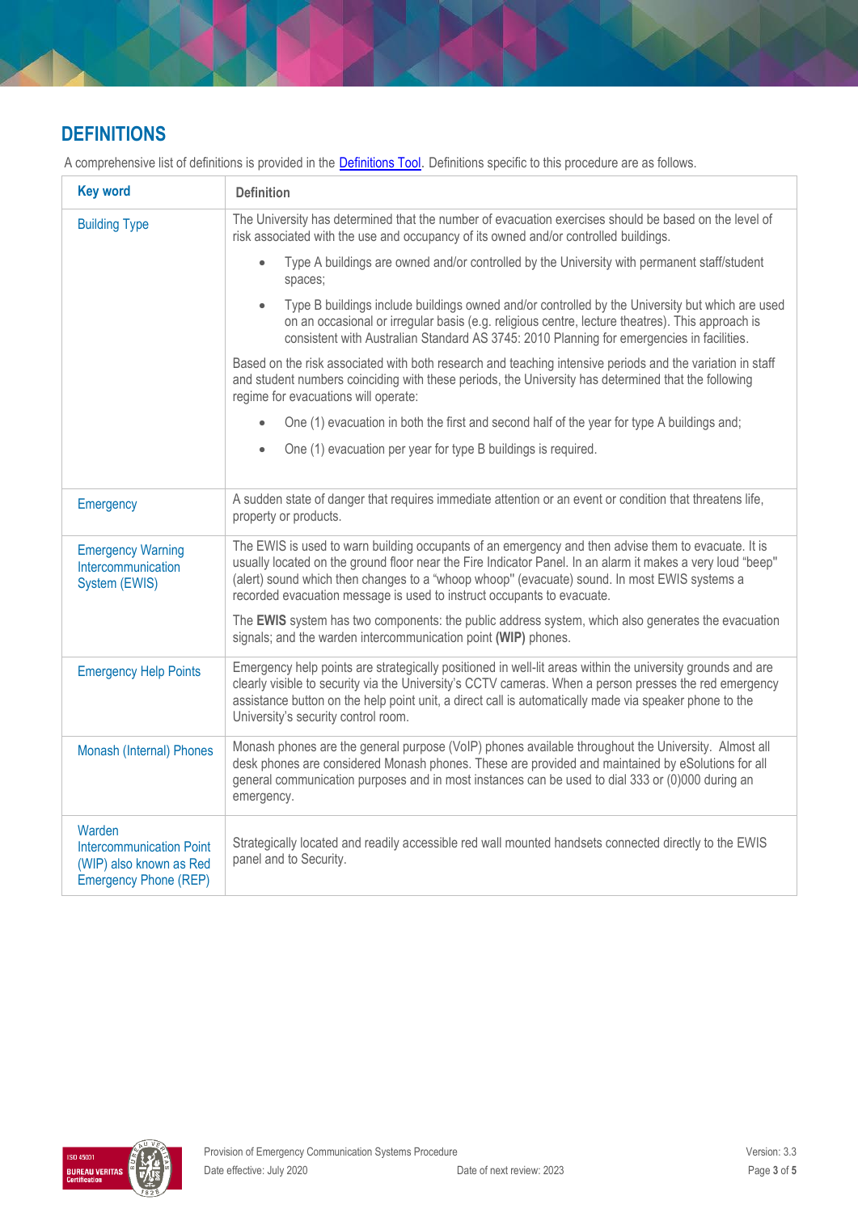## DEFINITIONS

A comprehensive list of definitions is provided in the Definitions Tool. Definitions specific to this procedure are as follows.

| Key word | Definition |
|---|---|
| Building Type | The University has determined that the number of evacuation exercises should be based on the level of risk associated with the use and occupancy of its owned and/or controlled buildings.<br><br>• Type A buildings are owned and/or controlled by the University with permanent staff/student spaces;<br>• Type B buildings include buildings owned and/or controlled by the University but which are used on an occasional or irregular basis (e.g. religious centre, lecture theatres). This approach is consistent with Australian Standard AS 3745: 2010 Planning for emergencies in facilities.<br><br>Based on the risk associated with both research and teaching intensive periods and the variation in staff and student numbers coinciding with these periods, the University has determined that the following regime for evacuations will operate:<br><br>• One (1) evacuation in both the first and second half of the year for type A buildings and;<br>• One (1) evacuation per year for type B buildings is required. |
| Emergency | A sudden state of danger that requires immediate attention or an event or condition that threatens life, property or products. |
| Emergency Warning Intercommunication System (EWIS) | The EWIS is used to warn building occupants of an emergency and then advise them to evacuate. It is usually located on the ground floor near the Fire Indicator Panel. In an alarm it makes a very loud "beep" (alert) sound which then changes to a "whoop whoop" (evacuate) sound. In most EWIS systems a recorded evacuation message is used to instruct occupants to evacuate.<br><br>The **EWIS** system has two components: the public address system, which also generates the evacuation signals; and the warden intercommunication point **(WIP)** phones. |
| Emergency Help Points | Emergency help points are strategically positioned in well-lit areas within the university grounds and are clearly visible to security via the University's CCTV cameras. When a person presses the red emergency assistance button on the help point unit, a direct call is automatically made via speaker phone to the University's security control room. |
| Monash (Internal) Phones | Monash phones are the general purpose (VoIP) phones available throughout the University. Almost all desk phones are considered Monash phones. These are provided and maintained by eSolutions for all general communication purposes and in most instances can be used to dial 333 or (0)000 during an emergency. |
| Warden Intercommunication Point (WIP) also known as Red Emergency Phone (REP) | Strategically located and readily accessible red wall mounted handsets connected directly to the EWIS panel and to Security. |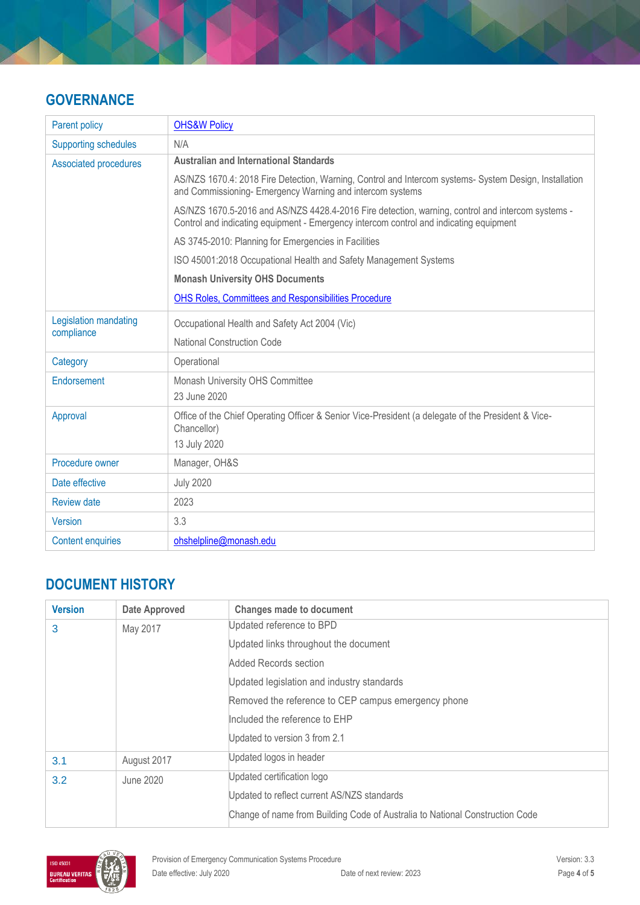## GOVERNANCE

| | |
|---|---|
| Parent policy | [OHS&W Policy](#) |
| Supporting schedules | N/A |
| Associated procedures | **Australian and International Standards**<br>AS/NZS 1670.4: 2018 Fire Detection, Warning, Control and Intercom systems- System Design, Installation and Commissioning- Emergency Warning and intercom systems<br>AS/NZS 1670.5-2016 and AS/NZS 4428.4-2016 Fire detection, warning, control and intercom systems - Control and indicating equipment - Emergency intercom control and indicating equipment<br>AS 3745-2010: Planning for Emergencies in Facilities<br>ISO 45001:2018 Occupational Health and Safety Management Systems<br>**Monash University OHS Documents**<br>[OHS Roles, Committees and Responsibilities Procedure](#) |
| Legislation mandating compliance | Occupational Health and Safety Act 2004 (Vic)<br>National Construction Code |
| Category | Operational |
| Endorsement | Monash University OHS Committee<br>23 June 2020 |
| Approval | Office of the Chief Operating Officer & Senior Vice-President (a delegate of the President & Vice-Chancellor)<br>13 July 2020 |
| Procedure owner | Manager, OH&S |
| Date effective | July 2020 |
| Review date | 2023 |
| Version | 3.3 |
| Content enquiries | [ohshelpline@monash.edu](mailto:ohshelpline@monash.edu) |

## DOCUMENT HISTORY

| Version | Date Approved | Changes made to document |
|---|---|---|
| 3 | May 2017 | Updated reference to BPD<br>Updated links throughout the document<br>Added Records section<br>Updated legislation and industry standards<br>Removed the reference to CEP campus emergency phone<br>Included the reference to EHP<br>Updated to version 3 from 2.1 |
| 3.1 | August 2017 | Updated logos in header |
| 3.2 | June 2020 | Updated certification logo<br>Updated to reflect current AS/NZS standards<br>Change of name from Building Code of Australia to National Construction Code |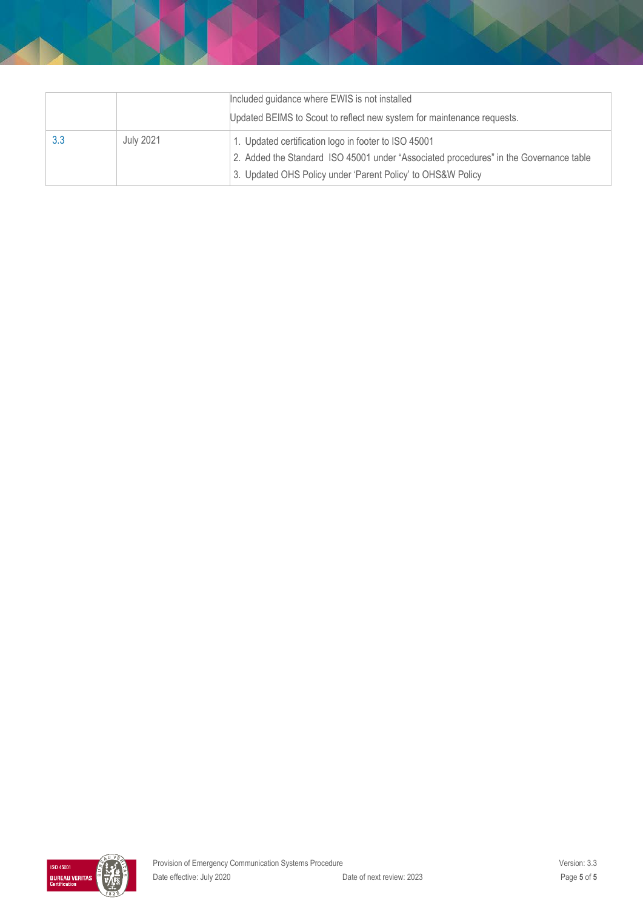| | | |
|---|---|---|
| | | Included guidance where EWIS is not installed<br>Updated BEIMS to Scout to reflect new system for maintenance requests. |
| 3.3 | July 2021 | 1. Updated certification logo in footer to ISO 45001<br>2. Added the Standard ISO 45001 under "Associated procedures" in the Governance table<br>3. Updated OHS Policy under 'Parent Policy' to OHS&W Policy |